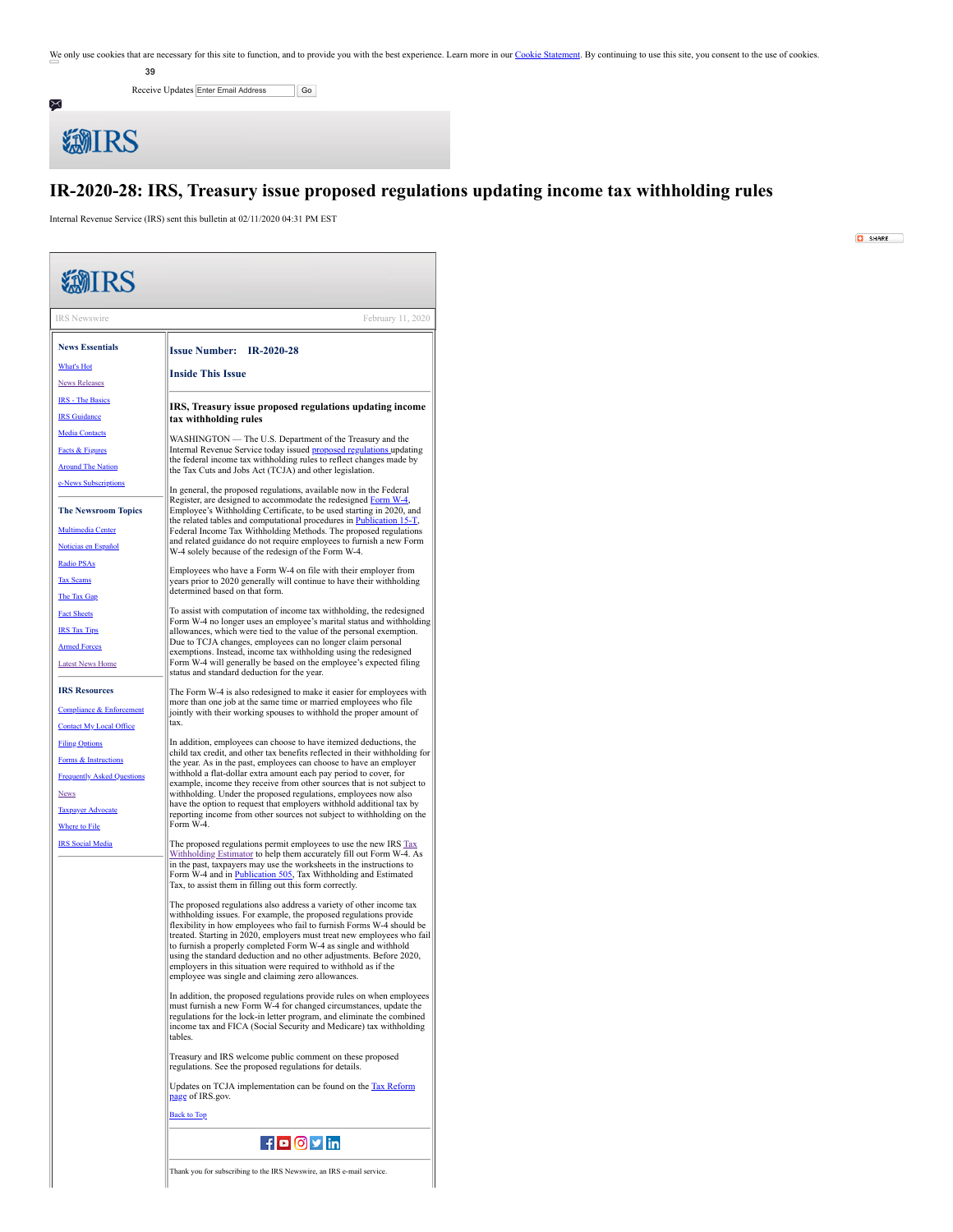We only use cookies that are necessary for this site to function, and to provide you with the best experience. Learn more in our Cookie Statement. By continuing to use this site, you consent to the use of cookies.

39

Receive Updates Enter Email Address Go

# IR-2020-28: IRS, Treasury issue proposed regulations updating income tax withholding rules

Internal Revenue Service (IRS) sent this bulletin at 02/11/2020 04:31 PM EST

IRS Newswire February 11, 2020

**News Essentials**

- What's Hot
- News Releases
- IRS - The Basics
- IRS Guidance
- Media Contacts
- Facts & Figures
- Around The Nation
- e-News Subscriptions

**The Newsroom Topics**

- Multimedia Center
- Noticias en Español
- Radio PSAs
- Tax Scams
- The Tax Gap
- Fact Sheets
- IRS Tax Tips
- Armed Forces
- Latest News Home

**IRS Resources**

- Compliance & Enforcement
- Contact My Local Office
- Filing Options
- Forms & Instructions
- Frequently Asked Questions
- News
- Taxpayer Advocate
- Where to File
- IRS Social Media

**Issue Number: IR-2020-28**

**Inside This Issue**

## IRS, Treasury issue proposed regulations updating income tax withholding rules

WASHINGTON — The U.S. Department of the Treasury and the Internal Revenue Service today issued proposed regulations updating the federal income tax withholding rules to reflect changes made by the Tax Cuts and Jobs Act (TCJA) and other legislation.

In general, the proposed regulations, available now in the Federal Register, are designed to accommodate the redesigned Form W-4, Employee's Withholding Certificate, to be used starting in 2020, and the related tables and computational procedures in Publication 15-T, Federal Income Tax Withholding Methods. The proposed regulations and related guidance do not require employees to furnish a new Form W-4 solely because of the redesign of the Form W-4.

Employees who have a Form W-4 on file with their employer from years prior to 2020 generally will continue to have their withholding determined based on that form.

To assist with computation of income tax withholding, the redesigned Form W-4 no longer uses an employee's marital status and withholding allowances, which were tied to the value of the personal exemption. Due to TCJA changes, employees can no longer claim personal exemptions. Instead, income tax withholding using the redesigned Form W-4 will generally be based on the employee's expected filing status and standard deduction for the year.

The Form W-4 is also redesigned to make it easier for employees with more than one job at the same time or married employees who file jointly with their working spouses to withhold the proper amount of tax.

In addition, employees can choose to have itemized deductions, the child tax credit, and other tax benefits reflected in their withholding for the year. As in the past, employees can choose to have an employer withhold a flat-dollar extra amount each pay period to cover, for example, income they receive from other sources that is not subject to withholding. Under the proposed regulations, employees now also have the option to request that employers withhold additional tax by reporting income from other sources not subject to withholding on the Form W-4.

The proposed regulations permit employees to use the new IRS Tax Withholding Estimator to help them accurately fill out Form W-4. As in the past, taxpayers may use the worksheets in the instructions to Form W-4 and in Publication 505, Tax Withholding and Estimated Tax, to assist them in filling out this form correctly.

The proposed regulations also address a variety of other income tax withholding issues. For example, the proposed regulations provide flexibility in how employees who fail to furnish Forms W-4 should be treated. Starting in 2020, employers must treat new employees who fail to furnish a properly completed Form W-4 as single and withhold using the standard deduction and no other adjustments. Before 2020, employers in this situation were required to withhold as if the employee was single and claiming zero allowances.

In addition, the proposed regulations provide rules on when employees must furnish a new Form W-4 for changed circumstances, update the regulations for the lock-in letter program, and eliminate the combined income tax and FICA (Social Security and Medicare) tax withholding tables.

Treasury and IRS welcome public comment on these proposed regulations. See the proposed regulations for details.

Updates on TCJA implementation can be found on the Tax Reform page of IRS.gov.

Back to Top

Thank you for subscribing to the IRS Newswire, an IRS e-mail service.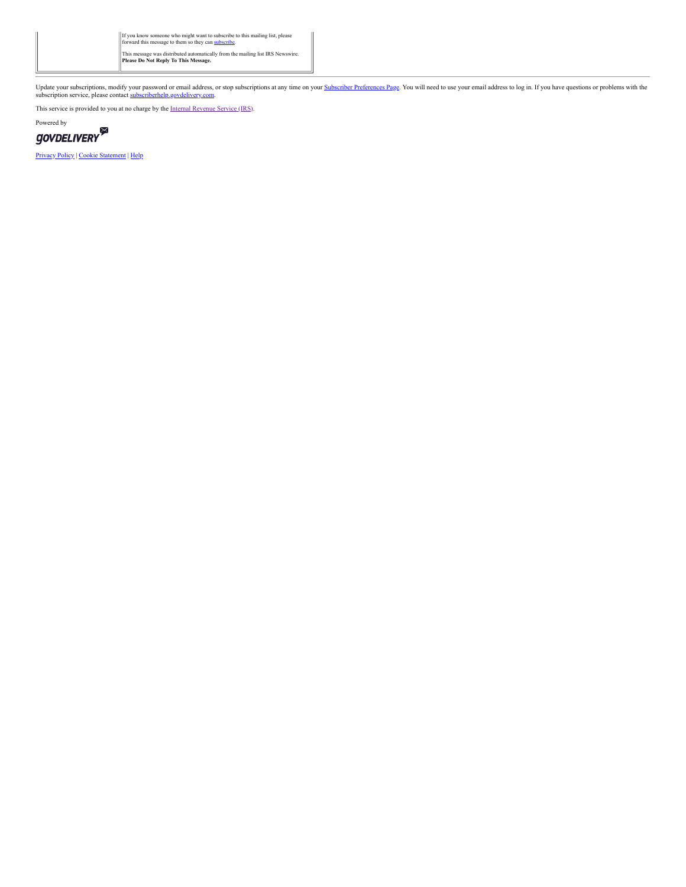If you know someone who might want to subscribe to this mailing list, please forward this message to them so they can subscribe.

This message was distributed automatically from the mailing list IRS Newswire.
**Please Do Not Reply To This Message.**

---

Update your subscriptions, modify your password or email address, or stop subscriptions at any time on your Subscriber Preferences Page. You will need to use your email address to log in. If you have questions or problems with the subscription service, please contact subscriberhelp.govdelivery.com.

This service is provided to you at no charge by the Internal Revenue Service (IRS).

Powered by

GOVDELIVERY

Privacy Policy | Cookie Statement | Help